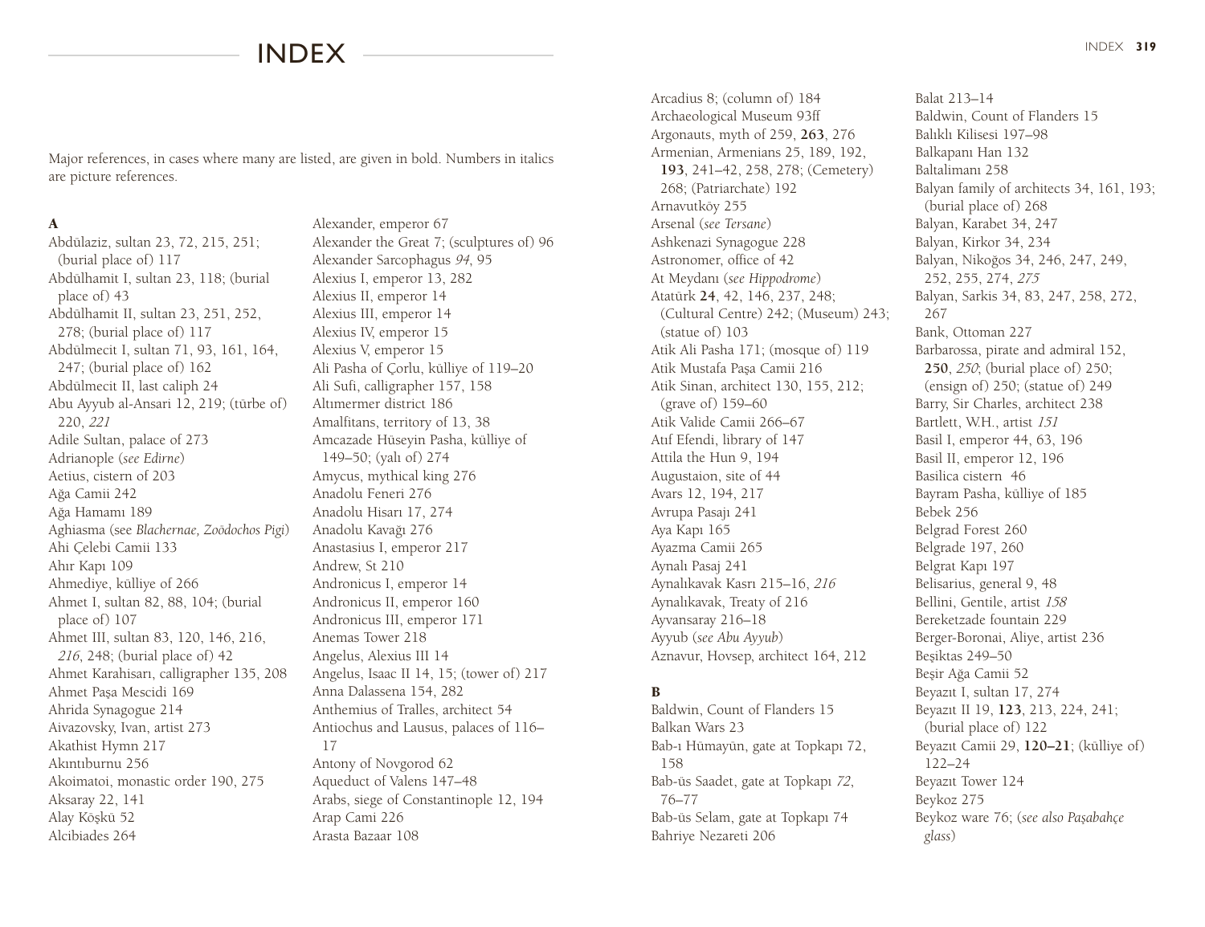# INDEX

Major references, in cases where many are listed, are given in bold. Numbers in italics are picture references.

**A**

Abdülaziz, sultan 23, 72, 215, 251; (burial place of) 117
Abdülhamit I, sultan 23, 118; (burial place of) 43
Abdülhamit II, sultan 23, 251, 252, 278; (burial place of) 117
Abdülmecit I, sultan 71, 93, 161, 164, 247; (burial place of) 162
Abdülmecit II, last caliph 24
Abu Ayyub al-Ansari 12, 219; (türbe of) 220, *221*
Adile Sultan, palace of 273
Adrianople (*see Edirne*)
Aetius, cistern of 203
Ağa Camii 242
Ağa Hamamı 189
Aghiasma (see *Blachernae, Zoödochos Pigi*)
Ahi Çelebi Camii 133
Ahır Kapı 109
Ahmediye, külliye of 266
Ahmet I, sultan 82, 88, 104; (burial place of) 107
Ahmet III, sultan 83, 120, 146, 216, *216*, 248; (burial place of) 42
Ahmet Karahisarı, calligrapher 135, 208
Ahmet Paşa Mescidi 169
Ahrida Synagogue 214
Aivazovsky, Ivan, artist 273
Akathist Hymn 217
Akıntıburnu 256
Akoimatoi, monastic order 190, 275
Aksaray 22, 141
Alay Köşkü 52
Alcibiades 264
Alexander, emperor 67
Alexander the Great 7; (sculptures of) 96
Alexander Sarcophagus *94*, 95
Alexius I, emperor 13, 282
Alexius II, emperor 14
Alexius III, emperor 14
Alexius IV, emperor 15
Alexius V, emperor 15
Ali Pasha of Çorlu, külliye of 119–20
Ali Sufi, calligrapher 157, 158
Altımermer district 186
Amalfitans, territory of 13, 38
Amcazade Hüseyin Pasha, külliye of 149–50; (yalı of) 274
Amycus, mythical king 276
Anadolu Feneri 276
Anadolu Hisarı 17, 274
Anadolu Kavağı 276
Anastasius I, emperor 217
Andrew, St 210
Andronicus I, emperor 14
Andronicus II, emperor 160
Andronicus III, emperor 171
Anemas Tower 218
Angelus, Alexius III 14
Angelus, Isaac II 14, 15; (tower of) 217
Anna Dalassena 154, 282
Anthemius of Tralles, architect 54
Antiochus and Lausus, palaces of 116–17
Antony of Novgorod 62
Aqueduct of Valens 147–48
Arabs, siege of Constantinople 12, 194
Arap Cami 226
Arasta Bazaar 108
Arcadius 8; (column of) 184
Archaeological Museum 93ff
Argonauts, myth of 259, **263**, 276
Armenian, Armenians 25, 189, 192, **193**, 241–42, 258, 278; (Cemetery) 268; (Patriarchate) 192
Arnavutköy 255
Arsenal (*see Tersane*)
Ashkenazi Synagogue 228
Astronomer, office of 42
At Meydanı (*see Hippodrome*)
Atatürk **24**, 42, 146, 237, 248; (Cultural Centre) 242; (Museum) 243; (statue of) 103
Atik Ali Pasha 171; (mosque of) 119
Atik Mustafa Paşa Camii 216
Atik Sinan, architect 130, 155, 212; (grave of) 159–60
Atik Valide Camii 266–67
Atıf Efendi, library of 147
Attila the Hun 9, 194
Augustaion, site of 44
Avars 12, 194, 217
Avrupa Pasajı 241
Aya Kapı 165
Ayazma Camii 265
Aynalı Pasaj 241
Aynalıkavak Kasrı 215–16, *216*
Aynalıkavak, Treaty of 216
Ayvansaray 216–18
Ayyub (*see Abu Ayyub*)
Aznavur, Hovsep, architect 164, 212

**B**

Baldwin, Count of Flanders 15
Balkan Wars 23
Bab-ı Hümayün, gate at Topkapı 72, 158
Bab-üs Saadet, gate at Topkapı *72*, 76–77
Bab-üs Selam, gate at Topkapı 74
Bahriye Nezareti 206
Balat 213–14
Baldwin, Count of Flanders 15
Balıklı Kilisesi 197–98
Balkapanı Han 132
Baltalimanı 258
Balyan family of architects 34, 161, 193; (burial place of) 268
Balyan, Karabet 34, 247
Balyan, Kirkor 34, 234
Balyan, Nikoğos 34, 246, 247, 249, 252, 255, 274, *275*
Balyan, Sarkis 34, 83, 247, 258, 272, 267
Bank, Ottoman 227
Barbarossa, pirate and admiral 152, **250**, *250*; (burial place of) 250; (ensign of) 250; (statue of) 249
Barry, Sir Charles, architect 238
Bartlett, W.H., artist *151*
Basil I, emperor 44, 63, 196
Basil II, emperor 12, 196
Basilica cistern 46
Bayram Pasha, külliye of 185
Bebek 256
Belgrad Forest 260
Belgrade 197, 260
Belgrat Kapı 197
Belisarius, general 9, 48
Bellini, Gentile, artist *158*
Bereketzade fountain 229
Berger-Boronai, Aliye, artist 236
Beşiktas 249–50
Beşir Ağa Camii 52
Beyazıt I, sultan 17, 274
Beyazıt II 19, **123**, 213, 224, 241; (burial place of) 122
Beyazıt Camii 29, **120–21**; (külliye of) 122–24
Beyazıt Tower 124
Beykoz 275
Beykoz ware 76; (*see also Paşabahçe glass*)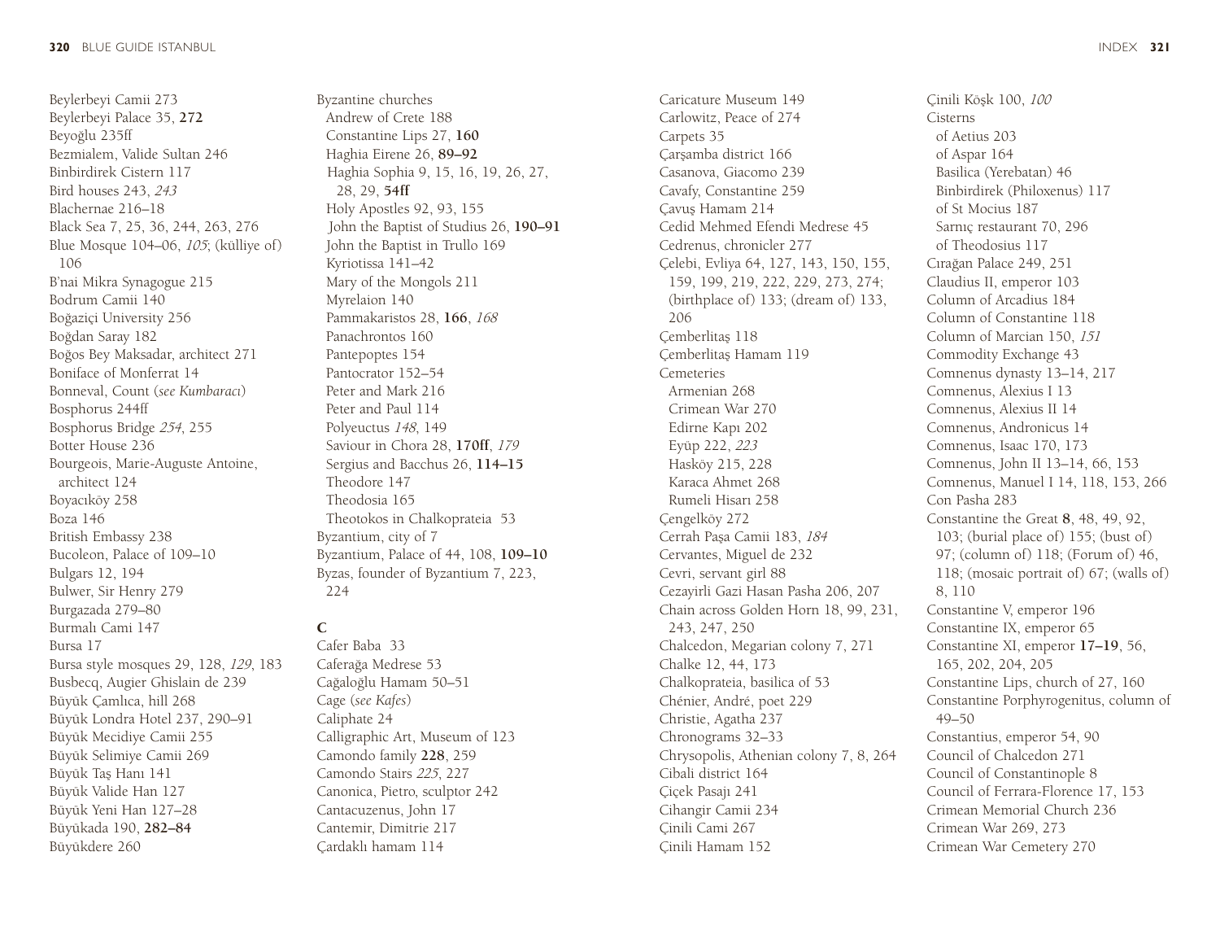Beylerbeyi Camii 273
Beylerbeyi Palace 35, **272**
Beyoğlu 235ff
Bezmialem, Valide Sultan 246
Binbirdirek Cistern 117
Bird houses 243, *243*
Blachernae 216–18
Black Sea 7, 25, 36, 244, 263, 276
Blue Mosque 104–06, *105*; (külliye of) 106
B'nai Mikra Synagogue 215
Bodrum Camii 140
Boğaziçi University 256
Boğdan Saray 182
Boğos Bey Maksadar, architect 271
Boniface of Monferrat 14
Bonneval, Count (*see Kumbaracı*)
Bosphorus 244ff
Bosphorus Bridge *254*, 255
Botter House 236
Bourgeois, Marie-Auguste Antoine, architect 124
Boyacıköy 258
Boza 146
British Embassy 238
Bucoleon, Palace of 109–10
Bulgars 12, 194
Bulwer, Sir Henry 279
Burgazada 279–80
Burmalı Cami 147
Bursa 17
Bursa style mosques 29, 128, *129*, 183
Busbecq, Augier Ghislain de 239
Büyük Çamlıca, hill 268
Büyük Londra Hotel 237, 290–91
Büyük Mecidiye Camii 255
Büyük Selimiye Camii 269
Büyük Taş Hanı 141
Büyük Valide Han 127
Büyük Yeni Han 127–28
Büyükada 190, **282–84**
Büyükdere 260

Byzantine churches
- Andrew of Crete 188
- Constantine Lips 27, **160**
- Haghia Eirene 26, **89–92**
- Haghia Sophia 9, 15, 16, 19, 26, 27, 28, 29, **54ff**
- Holy Apostles 92, 93, 155
- John the Baptist of Studius 26, **190–91**
- John the Baptist in Trullo 169
- Kyriotissa 141–42
- Mary of the Mongols 211
- Myrelaion 140
- Pammakaristos 28, **166**, *168*
- Panachrontos 160
- Pantepoptes 154
- Pantocrator 152–54
- Peter and Mark 216
- Peter and Paul 114
- Polyeuctus *148*, 149
- Saviour in Chora 28, **170ff**, *179*
- Sergius and Bacchus 26, **114–15**
- Theodore 147
- Theodosia 165
- Theotokos in Chalkoprateia 53

Byzantium, city of 7
Byzantium, Palace of 44, 108, **109–10**
Byzas, founder of Byzantium 7, 223, 224

**C**

Cafer Baba 33
Caferağa Medrese 53
Cağaloğlu Hamam 50–51
Cage (*see Kafes*)
Caliphate 24
Calligraphic Art, Museum of 123
Camondo family **228**, 259
Camondo Stairs *225*, 227
Canonica, Pietro, sculptor 242
Cantacuzenus, John 17
Cantemir, Dimitrie 217
Çardaklı hamam 114

Caricature Museum 149
Carlowitz, Peace of 274
Carpets 35
Çarşamba district 166
Casanova, Giacomo 239
Cavafy, Constantine 259
Çavuş Hamam 214
Cedid Mehmed Efendi Medrese 45
Cedrenus, chronicler 277
Çelebi, Evliya 64, 127, 143, 150, 155, 159, 199, 219, 222, 229, 273, 274; (birthplace of) 133; (dream of) 133, 206
Çemberlitaş 118
Çemberlitaş Hamam 119

Cemeteries
- Armenian 268
- Crimean War 270
- Edirne Kapı 202
- Eyüp 222, *223*
- Hasköy 215, 228
- Karaca Ahmet 268
- Rumeli Hisarı 258

Çengelköy 272
Cerrah Paşa Camii 183, *184*
Cervantes, Miguel de 232
Cevri, servant girl 88
Cezayirli Gazi Hasan Pasha 206, 207
Chain across Golden Horn 18, 99, 231, 243, 247, 250
Chalcedon, Megarian colony 7, 271
Chalke 12, 44, 173
Chalkoprateia, basilica of 53
Chénier, André, poet 229
Christie, Agatha 237
Chronograms 32–33
Chrysopolis, Athenian colony 7, 8, 264
Cibali district 164
Çiçek Pasajı 241
Cihangir Camii 234
Çinili Cami 267
Çinili Hamam 152

Çinili Köşk 100, *100*

Cisterns
- of Aetius 203
- of Aspar 164
- Basilica (Yerebatan) 46
- Binbirdirek (Philoxenus) 117
- of St Mocius 187
- Sarnıç restaurant 70, 296
- of Theodosius 117

Cırağan Palace 249, 251
Claudius II, emperor 103
Column of Arcadius 184
Column of Constantine 118
Column of Marcian 150, *151*
Commodity Exchange 43
Comnenus dynasty 13–14, 217
Comnenus, Alexius I 13
Comnenus, Alexius II 14
Comnenus, Andronicus 14
Comnenus, Isaac 170, 173
Comnenus, John II 13–14, 66, 153
Comnenus, Manuel I 14, 118, 153, 266
Con Pasha 283
Constantine the Great **8**, 48, 49, 92, 103; (burial place of) 155; (bust of) 97; (column of) 118; (Forum of) 46, 118; (mosaic portrait of) 67; (walls of) 8, 110
Constantine V, emperor 196
Constantine IX, emperor 65
Constantine XI, emperor **17–19**, 56, 165, 202, 204, 205
Constantine Lips, church of 27, 160
Constantine Porphyrogenitus, column of 49–50
Constantius, emperor 54, 90
Council of Chalcedon 271
Council of Constantinople 8
Council of Ferrara-Florence 17, 153
Crimean Memorial Church 236
Crimean War 269, 273
Crimean War Cemetery 270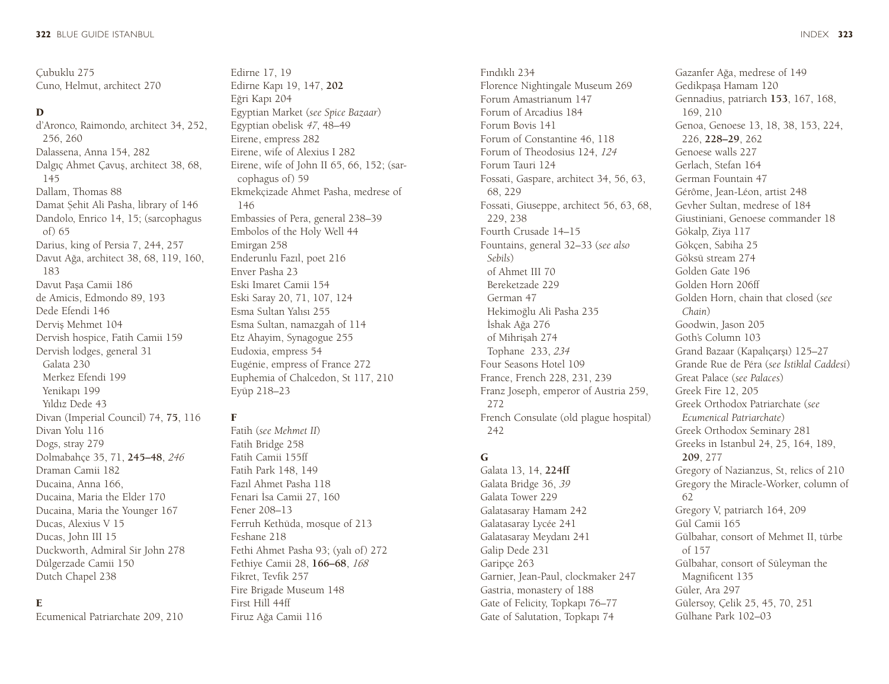Çubuklu 275
Cuno, Helmut, architect 270

**D**

d'Aronco, Raimondo, architect 34, 252, 256, 260
Dalassena, Anna 154, 282
Dalgıç Ahmet Çavuş, architect 38, 68, 145
Dallam, Thomas 88
Damat Şehit Ali Pasha, library of 146
Dandolo, Enrico 14, 15; (sarcophagus of) 65
Darius, king of Persia 7, 244, 257
Davut Ağa, architect 38, 68, 119, 160, 183
Davut Paşa Camii 186
de Amicis, Edmondo 89, 193
Dede Efendi 146
Derviş Mehmet 104
Dervish hospice, Fatih Camii 159
Dervish lodges, general 31
  Galata 230
  Merkez Efendi 199
  Yenikapı 199
  Yıldız Dede 43
Divan (Imperial Council) 74, **75**, 116
Divan Yolu 116
Dogs, stray 279
Dolmabahçe 35, 71, **245–48**, *246*
Draman Camii 182
Ducaina, Anna 166,
Ducaina, Maria the Elder 170
Ducaina, Maria the Younger 167
Ducas, Alexius V 15
Ducas, John III 15
Duckworth, Admiral Sir John 278
Dülgerzade Camii 150
Dutch Chapel 238

**E**

Ecumenical Patriarchate 209, 210
Edirne 17, 19
Edirne Kapı 19, 147, **202**
Eğri Kapı 204
Egyptian Market (*see Spice Bazaar*)
Egyptian obelisk *47*, 48–49
Eirene, empress 282
Eirene, wife of Alexius I 282
Eirene, wife of John II 65, 66, 152; (sarcophagus of) 59
Ekmekçizade Ahmet Pasha, medrese of 146
Embassies of Pera, general 238–39
Embolos of the Holy Well 44
Emirgan 258
Enderunlu Fazıl, poet 216
Enver Pasha 23
Eski Imaret Camii 154
Eski Saray 20, 71, 107, 124
Esma Sultan Yalısı 255
Esma Sultan, namazgah of 114
Etz Ahayim, Synagogue 255
Eudoxia, empress 54
Eugénie, empress of France 272
Euphemia of Chalcedon, St 117, 210
Eyüp 218–23

**F**

Fatih (*see Mehmet II*)
Fatih Bridge 258
Fatih Camii 155ff
Fatih Park 148, 149
Fazıl Ahmet Pasha 118
Fenari İsa Camii 27, 160
Fener 208–13
Ferruh Kethüda, mosque of 213
Feshane 218
Fethi Ahmet Pasha 93; (yalı of) 272
Fethiye Camii 28, **166–68**, *168*
Fikret, Tevfik 257
Fire Brigade Museum 148
First Hill 44ff
Firuz Ağa Camii 116
Fındıklı 234
Florence Nightingale Museum 269
Forum Amastrianum 147
Forum of Arcadius 184
Forum Bovis 141
Forum of Constantine 46, 118
Forum of Theodosius 124, *124*
Forum Tauri 124
Fossati, Gaspare, architect 34, 56, 63, 68, 229
Fossati, Giuseppe, architect 56, 63, 68, 229, 238
Fourth Crusade 14–15
Fountains, general 32–33 (*see also Sebils*)
  of Ahmet III 70
  Bereketzade 229
  German 47
  Hekimoğlu Ali Pasha 235
  İshak Ağa 276
  of Mihrişah 274
  Tophane 233, *234*
Four Seasons Hotel 109
France, French 228, 231, 239
Franz Joseph, emperor of Austria 259, 272
French Consulate (old plague hospital) 242

**G**

Galata 13, 14, **224ff**
Galata Bridge 36, *39*
Galata Tower 229
Galatasaray Hamam 242
Galatasaray Lycée 241
Galatasaray Meydanı 241
Galip Dede 231
Garipçe 263
Garnier, Jean-Paul, clockmaker 247
Gastria, monastery of 188
Gate of Felicity, Topkapı 76–77
Gate of Salutation, Topkapı 74
Gazanfer Ağa, medrese of 149
Gedikpaşa Hamam 120
Gennadius, patriarch **153**, 167, 168, 169, 210
Genoa, Genoese 13, 18, 38, 153, 224, 226, **228–29**, 262
Genoese walls 227
Gerlach, Stefan 164
German Fountain 47
Gérôme, Jean-Léon, artist 248
Gevher Sultan, medrese of 184
Giustiniani, Genoese commander 18
Gökalp, Ziya 117
Gökçen, Sabiha 25
Göksü stream 274
Golden Gate 196
Golden Horn 206ff
Golden Horn, chain that closed (*see Chain*)
Goodwin, Jason 205
Goth's Column 103
Grand Bazaar (Kapalıçarşı) 125–27
Grande Rue de Péra (*see İstiklal Caddesi*)
Great Palace (*see Palaces*)
Greek Fire 12, 205
Greek Orthodox Patriarchate (*see Ecumenical Patriarchate*)
Greek Orthodox Seminary 281
Greeks in Istanbul 24, 25, 164, 189, **209**, 277
Gregory of Nazianzus, St, relics of 210
Gregory the Miracle-Worker, column of 62
Gregory V, patriarch 164, 209
Gül Camii 165
Gülbahar, consort of Mehmet II, türbe of 157
Gülbahar, consort of Süleyman the Magnificent 135
Güler, Ara 297
Gülersoy, Çelik 25, 45, 70, 251
Gülhane Park 102–03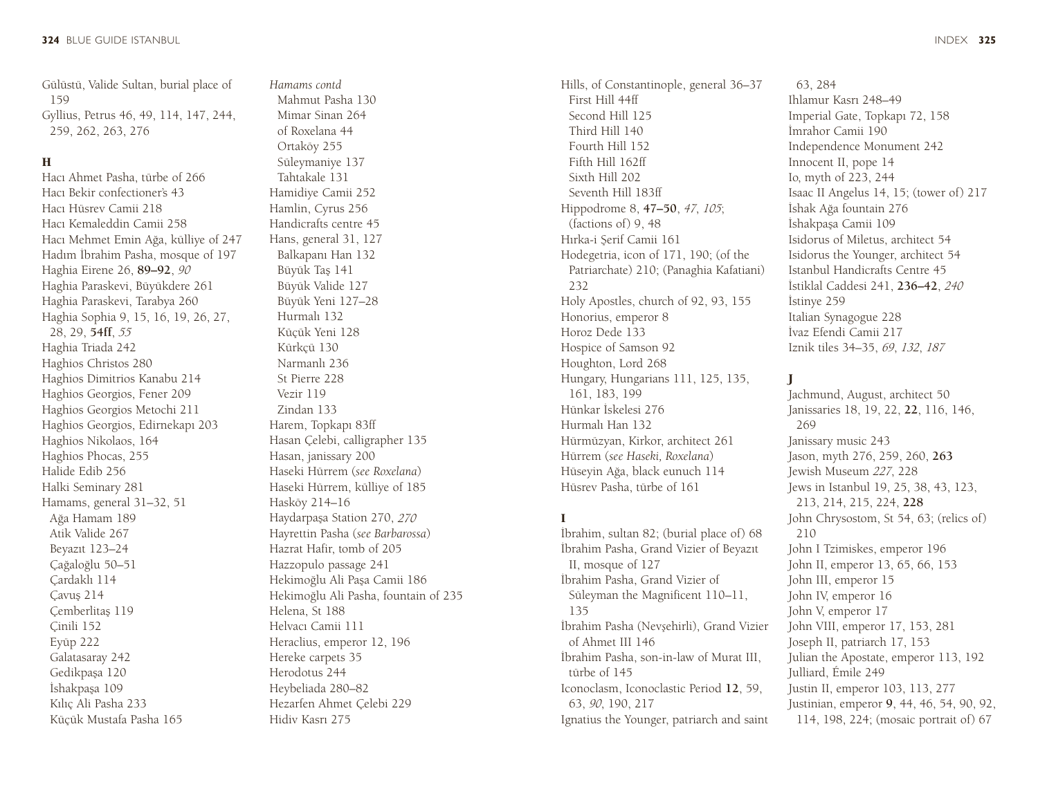Gülüstü, Valide Sultan, burial place of 159
Gyllius, Petrus 46, 49, 114, 147, 244, 259, 262, 263, 276

**H**

Hacı Ahmet Pasha, türbe of 266
Hacı Bekir confectioner's 43
Hacı Hüsrev Camii 218
Hacı Kemaleddin Camii 258
Hacı Mehmet Emin Ağa, külliye of 247
Hadım İbrahim Pasha, mosque of 197
Haghia Eirene 26, **89–92**, *90*
Haghia Paraskevi, Büyükdere 261
Haghia Paraskevi, Tarabya 260
Haghia Sophia 9, 15, 16, 19, 26, 27, 28, 29, **54ff**, *55*
Haghia Triada 242
Haghios Christos 280
Haghios Dimitrios Kanabu 214
Haghios Georgios, Fener 209
Haghios Georgios Metochi 211
Haghios Georgios, Edirnekapı 203
Haghios Nikolaos, 164
Haghios Phocas, 255
Halide Edib 256
Halki Seminary 281
Hamams, general 31–32, 51
  Ağa Hamam 189
  Atik Valide 267
  Beyazıt 123–24
  Çağaloğlu 50–51
  Çardaklı 114
  Çavuş 214
  Çemberlitaş 119
  Çinili 152
  Eyüp 222
  Galatasaray 242
  Gedikpaşa 120
  İshakpaşa 109
  Kılıç Ali Pasha 233
  Küçük Mustafa Pasha 165

*Hamams contd*
  Mahmut Pasha 130
  Mimar Sinan 264
  of Roxelana 44
  Ortaköy 255
  Süleymaniye 137
  Tahtakale 131
Hamidiye Camii 252
Hamlin, Cyrus 256
Handicrafts centre 45
Hans, general 31, 127
  Balkapanı Han 132
  Büyük Taş 141
  Büyük Valide 127
  Büyük Yeni 127–28
  Hurmalı 132
  Küçük Yeni 128
  Kürkçü 130
  Narmanlı 236
  St Pierre 228
  Vezir 119
  Zindan 133
Harem, Topkapı 83ff
Hasan Çelebi, calligrapher 135
Hasan, janissary 200
Haseki Hürrem (*see Roxelana*)
Haseki Hürrem, külliye of 185
Hasköy 214–16
Haydarpaşa Station 270, *270*
Hayrettin Pasha (*see Barbarossa*)
Hazrat Hafir, tomb of 205
Hazzopulo passage 241
Hekimoğlu Ali Paşa Camii 186
Hekimoğlu Ali Pasha, fountain of 235
Helena, St 188
Helvacı Camii 111
Heraclius, emperor 12, 196
Hereke carpets 35
Herodotus 244
Heybeliada 280–82
Hezarfen Ahmet Çelebi 229
Hidiv Kasrı 275

Hills, of Constantinople, general 36–37
  First Hill 44ff
  Second Hill 125
  Third Hill 140
  Fourth Hill 152
  Fifth Hill 162ff
  Sixth Hill 202
  Seventh Hill 183ff
Hippodrome 8, **47–50**, *47*, *105*; (factions of) 9, 48
Hırka-i Şerif Camii 161
Hodegetria, icon of 171, 190; (of the Patriarchate) 210; (Panaghia Kafatiani) 232
Holy Apostles, church of 92, 93, 155
Honorius, emperor 8
Horoz Dede 133
Hospice of Samson 92
Houghton, Lord 268
Hungary, Hungarians 111, 125, 135, 161, 183, 199
Hünkar İskelesi 276
Hurmalı Han 132
Hürmüzyan, Kirkor, architect 261
Hürrem (*see Haseki, Roxelana*)
Hüseyin Ağa, black eunuch 114
Hüsrev Pasha, türbe of 161

**I**

İbrahim, sultan 82; (burial place of) 68
İbrahim Pasha, Grand Vizier of Beyazıt II, mosque of 127
İbrahim Pasha, Grand Vizier of Süleyman the Magnificent 110–11, 135
İbrahim Pasha (Nevşehirli), Grand Vizier of Ahmet III 146
İbrahim Pasha, son-in-law of Murat III, türbe of 145
Iconoclasm, Iconoclastic Period **12**, 59, 63, *90*, 190, 217
Ignatius the Younger, patriarch and saint 63, 284
Ihlamur Kasrı 248–49
Imperial Gate, Topkapı 72, 158
İmrahor Camii 190
Independence Monument 242
Innocent II, pope 14
Io, myth of 223, 244
Isaac II Angelus 14, 15; (tower of) 217
İshak Ağa fountain 276
İshakpaşa Camii 109
Isidorus of Miletus, architect 54
Isidorus the Younger, architect 54
Istanbul Handicrafts Centre 45
İstiklal Caddesi 241, **236–42**, *240*
İstinye 259
Italian Synagogue 228
İvaz Efendi Camii 217
Iznik tiles 34–35, *69*, *132*, *187*

**J**

Jachmund, August, architect 50
Janissaries 18, 19, 22, **22**, 116, 146, 269
Janissary music 243
Jason, myth 276, 259, 260, **263**
Jewish Museum *227*, 228
Jews in Istanbul 19, 25, 38, 43, 123, 213, 214, 215, 224, **228**
John Chrysostom, St 54, 63; (relics of) 210
John I Tzimiskes, emperor 196
John II, emperor 13, 65, 66, 153
John III, emperor 15
John IV, emperor 16
John V, emperor 17
John VIII, emperor 17, 153, 281
Joseph II, patriarch 17, 153
Julian the Apostate, emperor 113, 192
Julliard, Émile 249
Justin II, emperor 103, 113, 277
Justinian, emperor **9**, 44, 46, 54, 90, 92, 114, 198, 224; (mosaic portrait of) 67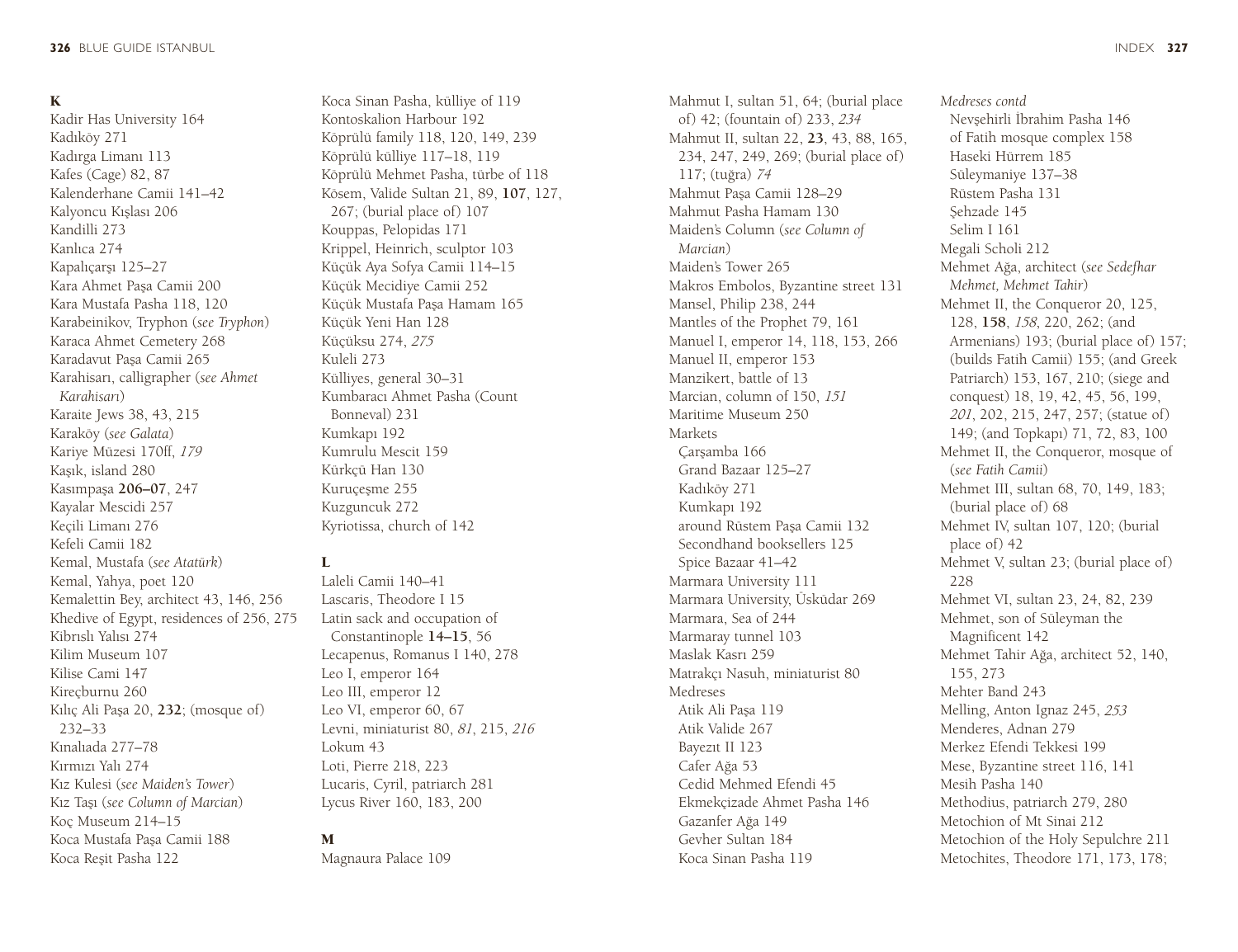**K**

Kadir Has University 164
Kadıköy 271
Kadırga Limanı 113
Kafes (Cage) 82, 87
Kalenderhane Camii 141–42
Kalyoncu Kışlası 206
Kandilli 273
Kanlıca 274
Kapalıçarşı 125–27
Kara Ahmet Paşa Camii 200
Kara Mustafa Pasha 118, 120
Karabeinikov, Tryphon (*see Tryphon*)
Karaca Ahmet Cemetery 268
Karadavut Paşa Camii 265
Karahisarı, calligrapher (*see Ahmet Karahisarı*)
Karaite Jews 38, 43, 215
Karaköy (*see Galata*)
Kariye Müzesi 170ff, *179*
Kaşık, island 280
Kasımpaşa **206–07**, 247
Kayalar Mescidi 257
Keçili Limanı 276
Kefeli Camii 182
Kemal, Mustafa (*see Atatürk*)
Kemal, Yahya, poet 120
Kemalettin Bey, architect 43, 146, 256
Khedive of Egypt, residences of 256, 275
Kıbrıslı Yalısı 274
Kilim Museum 107
Kilise Cami 147
Kireçburnu 260
Kılıç Ali Paşa 20, **232**; (mosque of) 232–33
Kınalıada 277–78
Kırmızı Yalı 274
Kız Kulesi (*see Maiden's Tower*)
Kız Taşı (*see Column of Marcian*)
Koç Museum 214–15
Koca Mustafa Paşa Camii 188
Koca Reşit Pasha 122
Koca Sinan Pasha, külliye of 119
Kontoskalion Harbour 192
Köprülü family 118, 120, 149, 239
Köprülü külliye 117–18, 119
Köprülü Mehmet Pasha, türbe of 118
Kösem, Valide Sultan 21, 89, **107**, 127, 267; (burial place of) 107
Kouppas, Pelopidas 171
Krippel, Heinrich, sculptor 103
Küçük Aya Sofya Camii 114–15
Küçük Mecidiye Camii 252
Küçük Mustafa Paşa Hamam 165
Küçük Yeni Han 128
Küçüksu 274, *275*
Kuleli 273
Külliyes, general 30–31
Kumbaracı Ahmet Pasha (Count Bonneval) 231
Kumkapı 192
Kumrulu Mescit 159
Kürkçü Han 130
Kuruçeşme 255
Kuzguncuk 272
Kyriotissa, church of 142

**L**

Laleli Camii 140–41
Lascaris, Theodore I 15
Latin sack and occupation of Constantinople **14–15**, 56
Lecapenus, Romanus I 140, 278
Leo I, emperor 164
Leo III, emperor 12
Leo VI, emperor 60, 67
Levni, miniaturist 80, *81*, 215, *216*
Lokum 43
Loti, Pierre 218, 223
Lucaris, Cyril, patriarch 281
Lycus River 160, 183, 200

**M**

Magnaura Palace 109
Mahmut I, sultan 51, 64; (burial place of) 42; (fountain of) 233, *234*
Mahmut II, sultan 22, **23**, 43, 88, 165, 234, 247, 249, 269; (burial place of) 117; (tuğra) *74*
Mahmut Paşa Camii 128–29
Mahmut Pasha Hamam 130
Maiden's Column (*see Column of Marcian*)
Maiden's Tower 265
Makros Embolos, Byzantine street 131
Mansel, Philip 238, 244
Mantles of the Prophet 79, 161
Manuel I, emperor 14, 118, 153, 266
Manuel II, emperor 153
Manzikert, battle of 13
Marcian, column of 150, *151*
Maritime Museum 250
Markets
  Çarşamba 166
  Grand Bazaar 125–27
  Kadıköy 271
  Kumkapı 192
  around Rüstem Paşa Camii 132
  Secondhand booksellers 125
  Spice Bazaar 41–42
Marmara University 111
Marmara University, Üsküdar 269
Marmara, Sea of 244
Marmaray tunnel 103
Maslak Kasrı 259
Matrakçı Nasuh, miniaturist 80
Medreses
  Atik Ali Paşa 119
  Atik Valide 267
  Bayezıt II 123
  Cafer Ağa 53
  Cedid Mehmed Efendi 45
  Ekmekçizade Ahmet Pasha 146
  Gazanfer Ağa 149
  Gevher Sultan 184
  Koca Sinan Pasha 119
*Medreses contd*
  Nevşehirli İbrahim Pasha 146
  of Fatih mosque complex 158
  Haseki Hürrem 185
  Süleymaniye 137–38
  Rüstem Pasha 131
  Şehzade 145
  Selim I 161
Megali Scholi 212
Mehmet Ağa, architect (*see Sedefhar Mehmet, Mehmet Tahir*)
Mehmet II, the Conqueror 20, 125, 128, **158**, *158*, 220, 262; (and Armenians) 193; (burial place of) 157; (builds Fatih Camii) 155; (and Greek Patriarch) 153, 167, 210; (siege and conquest) 18, 19, 42, 45, 56, 199, *201*, 202, 215, 247, 257; (statue of) 149; (and Topkapı) 71, 72, 83, 100
Mehmet II, the Conqueror, mosque of (*see Fatih Camii*)
Mehmet III, sultan 68, 70, 149, 183; (burial place of) 68
Mehmet IV, sultan 107, 120; (burial place of) 42
Mehmet V, sultan 23; (burial place of) 228
Mehmet VI, sultan 23, 24, 82, 239
Mehmet, son of Süleyman the Magnificent 142
Mehmet Tahir Ağa, architect 52, 140, 155, 273
Mehter Band 243
Melling, Anton Ignaz 245, *253*
Menderes, Adnan 279
Merkez Efendi Tekkesi 199
Mese, Byzantine street 116, 141
Mesih Pasha 140
Methodius, patriarch 279, 280
Metochion of Mt Sinai 212
Metochion of the Holy Sepulchre 211
Metochites, Theodore 171, 173, 178;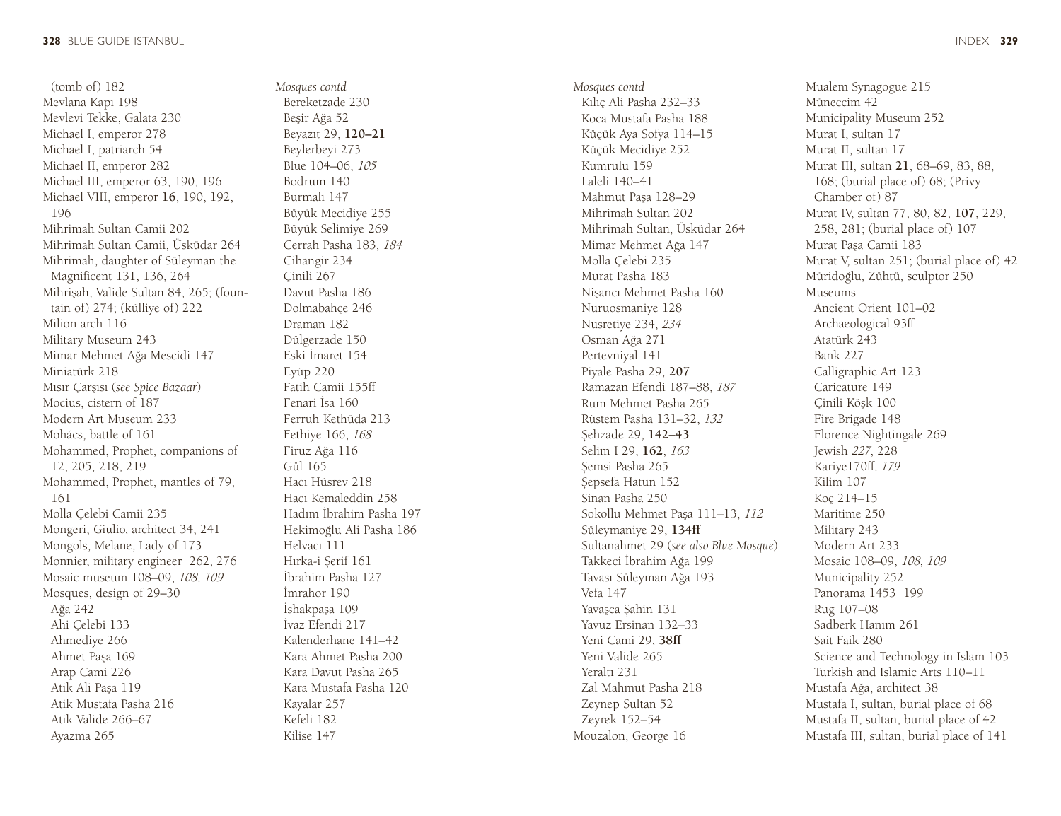(tomb of) 182
Mevlana Kapı 198
Mevlevi Tekke, Galata 230
Michael I, emperor 278
Michael I, patriarch 54
Michael II, emperor 282
Michael III, emperor 63, 190, 196
Michael VIII, emperor **16**, 190, 192, 196
Mihrimah Sultan Camii 202
Mihrimah Sultan Camii, Üsküdar 264
Mihrimah, daughter of Süleyman the Magnificent 131, 136, 264
Mihrişah, Valide Sultan 84, 265; (fountain of) 274; (külliye of) 222
Milion arch 116
Military Museum 243
Mimar Mehmet Ağa Mescidi 147
Miniatürk 218
Mısır Çarşısı (*see Spice Bazaar*)
Mocius, cistern of 187
Modern Art Museum 233
Mohács, battle of 161
Mohammed, Prophet, companions of 12, 205, 218, 219
Mohammed, Prophet, mantles of 79, 161
Molla Çelebi Camii 235
Mongeri, Giulio, architect 34, 241
Mongols, Melane, Lady of 173
Monnier, military engineer 262, 276
Mosaic museum 108–09, *108*, *109*
Mosques, design of 29–30
 Ağa 242
 Ahi Çelebi 133
 Ahmediye 266
 Ahmet Paşa 169
 Arap Cami 226
 Atik Ali Paşa 119
 Atik Mustafa Pasha 216
 Atik Valide 266–67
 Ayazma 265

*Mosques contd*
 Bereketzade 230
 Beşir Ağa 52
 Beyazıt 29, **120–21**
 Beylerbeyi 273
 Blue 104–06, *105*
 Bodrum 140
 Burmalı 147
 Büyük Mecidiye 255
 Büyük Selimiye 269
 Cerrah Pasha 183, *184*
 Cihangir 234
 Çinili 267
 Davut Pasha 186
 Dolmabahçe 246
 Draman 182
 Dülgerzade 150
 Eski İmaret 154
 Eyüp 220
 Fatih Camii 155ff
 Fenari İsa 160
 Ferruh Kethüda 213
 Fethiye 166, *168*
 Firuz Ağa 116
 Gül 165
 Hacı Hüsrev 218
 Hacı Kemaleddin 258
 Hadım İbrahim Pasha 197
 Hekimoğlu Ali Pasha 186
 Helvacı 111
 Hırka-i Şerif 161
 İbrahim Pasha 127
 İmrahor 190
 İshakpaşa 109
 İvaz Efendi 217
 Kalenderhane 141–42
 Kara Ahmet Pasha 200
 Kara Davut Pasha 265
 Kara Mustafa Pasha 120
 Kayalar 257
 Kefeli 182
 Kilise 147

*Mosques contd*
 Kılıç Ali Pasha 232–33
 Koca Mustafa Pasha 188
 Küçük Aya Sofya 114–15
 Küçük Mecidiye 252
 Kumrulu 159
 Laleli 140–41
 Mahmut Paşa 128–29
 Mihrimah Sultan 202
 Mihrimah Sultan, Üsküdar 264
 Mimar Mehmet Ağa 147
 Molla Çelebi 235
 Murat Pasha 183
 Nişancı Mehmet Pasha 160
 Nuruosmaniye 128
 Nusretiye 234, *234*
 Osman Ağa 271
 Pertevniyal 141
 Piyale Pasha 29, **207**
 Ramazan Efendi 187–88, *187*
 Rum Mehmet Pasha 265
 Rüstem Pasha 131–32, *132*
 Şehzade 29, **142–43**
 Selim I 29, **162**, *163*
 Şemsi Pasha 265
 Şepsefa Hatun 152
 Sinan Pasha 250
 Sokollu Mehmet Paşa 111–13, *112*
 Süleymaniye 29, **134ff**
 Sultanahmet 29 (*see also Blue Mosque*)
 Takkeci İbrahim Ağa 199
 Tavası Süleyman Ağa 193
 Vefa 147
 Yavaşca Şahin 131
 Yavuz Ersinan 132–33
 Yeni Cami 29, **38ff**
 Yeni Valide 265
 Yeraltı 231
 Zal Mahmut Pasha 218
 Zeynep Sultan 52
 Zeyrek 152–54
Mouzalon, George 16

Mualem Synagogue 215
Müneccim 42
Municipality Museum 252
Murat I, sultan 17
Murat II, sultan 17
Murat III, sultan **21**, 68–69, 83, 88, 168; (burial place of) 68; (Privy Chamber of) 87
Murat IV, sultan 77, 80, 82, **107**, 229, 258, 281; (burial place of) 107
Murat Paşa Camii 183
Murat V, sultan 251; (burial place of) 42
Müridoğlu, Zühtü, sculptor 250
Museums
 Ancient Orient 101–02
 Archaeological 93ff
 Atatürk 243
 Bank 227
 Calligraphic Art 123
 Caricature 149
 Çinili Köşk 100
 Fire Brigade 148
 Florence Nightingale 269
 Jewish *227*, 228
 Kariye170ff, *179*
 Kilim 107
 Koç 214–15
 Maritime 250
 Military 243
 Modern Art 233
 Mosaic 108–09, *108*, *109*
 Municipality 252
 Panorama 1453 199
 Rug 107–08
 Sadberk Hanım 261
 Sait Faik 280
 Science and Technology in Islam 103
 Turkish and Islamic Arts 110–11
Mustafa Ağa, architect 38
Mustafa I, sultan, burial place of 68
Mustafa II, sultan, burial place of 42
Mustafa III, sultan, burial place of 141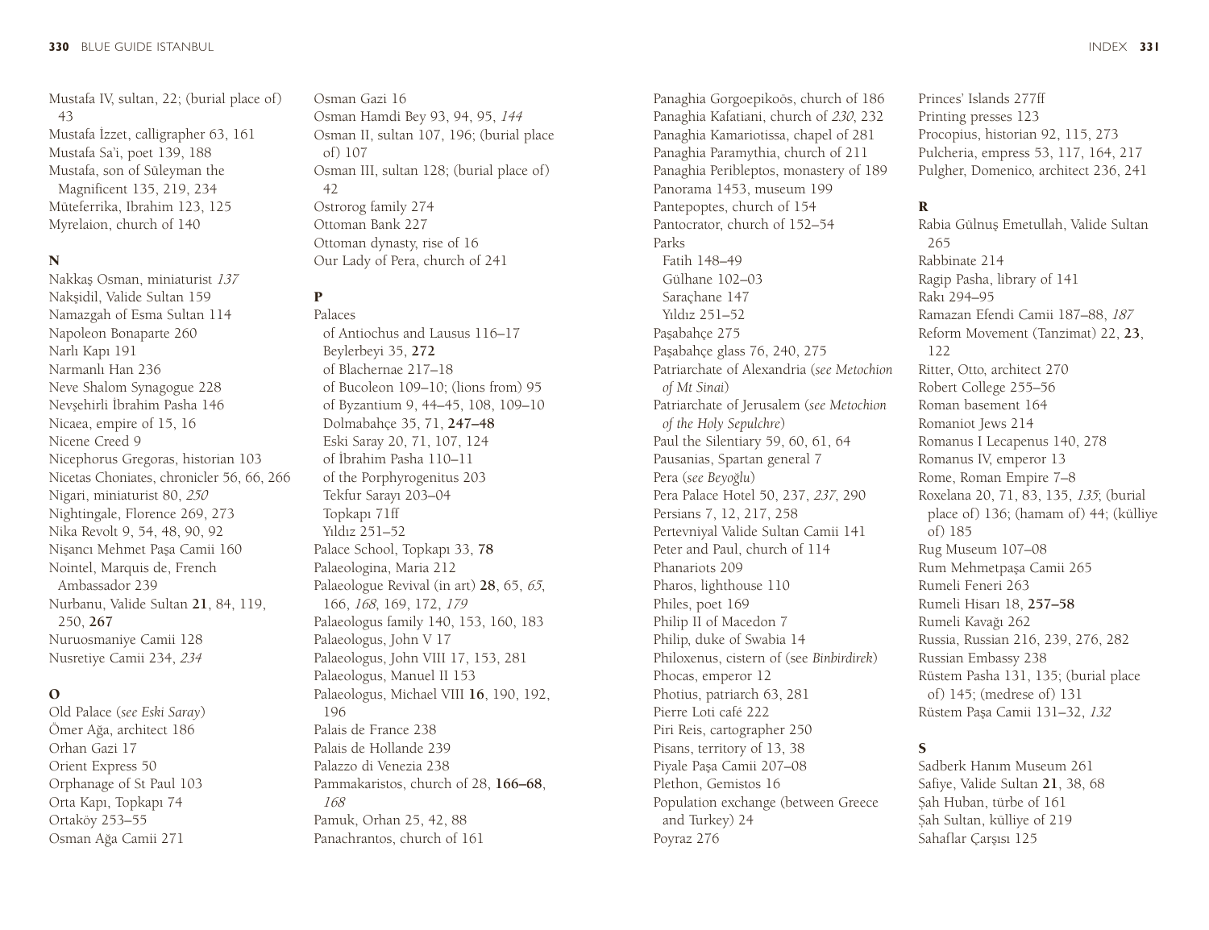Mustafa IV, sultan, 22; (burial place of) 43
Mustafa İzzet, calligrapher 63, 161
Mustafa Sa'i, poet 139, 188
Mustafa, son of Süleyman the Magnificent 135, 219, 234
Müteferrika, Ibrahim 123, 125
Myrelaion, church of 140

**N**

Nakkaş Osman, miniaturist *137*
Nakşidil, Valide Sultan 159
Namazgah of Esma Sultan 114
Napoleon Bonaparte 260
Narlı Kapı 191
Narmanlı Han 236
Neve Shalom Synagogue 228
Nevşehirli İbrahim Pasha 146
Nicaea, empire of 15, 16
Nicene Creed 9
Nicephorus Gregoras, historian 103
Nicetas Choniates, chronicler 56, 66, 266
Nigari, miniaturist 80, *250*
Nightingale, Florence 269, 273
Nika Revolt 9, 54, 48, 90, 92
Nişancı Mehmet Paşa Camii 160
Nointel, Marquis de, French Ambassador 239
Nurbanu, Valide Sultan **21**, 84, 119, 250, **267**
Nuruosmaniye Camii 128
Nusretiye Camii 234, *234*

**O**

Old Palace (*see Eski Saray*)
Ömer Ağa, architect 186
Orhan Gazi 17
Orient Express 50
Orphanage of St Paul 103
Orta Kapı, Topkapı 74
Ortaköy 253–55
Osman Ağa Camii 271
Osman Gazi 16
Osman Hamdi Bey 93, 94, 95, *144*
Osman II, sultan 107, 196; (burial place of) 107
Osman III, sultan 128; (burial place of) 42
Ostrorog family 274
Ottoman Bank 227
Ottoman dynasty, rise of 16
Our Lady of Pera, church of 241

**P**

Palaces
- of Antiochus and Lausus 116–17
- Beylerbeyi 35, **272**
- of Blachernae 217–18
- of Bucoleon 109–10; (lions from) 95
- of Byzantium 9, 44–45, 108, 109–10
- Dolmabahçe 35, 71, **247–48**
- Eski Saray 20, 71, 107, 124
- of İbrahim Pasha 110–11
- of the Porphyrogenitus 203
- Tekfur Sarayı 203–04
- Topkapı 71ff
- Yıldız 251–52

Palace School, Topkapı 33, **78**
Palaeologina, Maria 212
Palaeologue Revival (in art) **28**, 65, *65*, 166, *168*, 169, 172, *179*
Palaeologus family 140, 153, 160, 183
Palaeologus, John V 17
Palaeologus, John VIII 17, 153, 281
Palaeologus, Manuel II 153
Palaeologus, Michael VIII **16**, 190, 192, 196
Palais de France 238
Palais de Hollande 239
Palazzo di Venezia 238
Pammakaristos, church of 28, **166–68**, *168*
Pamuk, Orhan 25, 42, 88
Panachrantos, church of 161
Panaghia Gorgoepikoös, church of 186
Panaghia Kafatiani, church of *230*, 232
Panaghia Kamariotissa, chapel of 281
Panaghia Paramythia, church of 211
Panaghia Peribleptos, monastery of 189
Panorama 1453, museum 199
Pantepoptes, church of 154
Pantocrator, church of 152–54
Parks
- Fatih 148–49
- Gülhane 102–03
- Saraçhane 147
- Yıldız 251–52

Paşabahçe 275
Paşabahçe glass 76, 240, 275
Patriarchate of Alexandria (*see Metochion of Mt Sinai*)
Patriarchate of Jerusalem (*see Metochion of the Holy Sepulchre*)
Paul the Silentiary 59, 60, 61, 64
Pausanias, Spartan general 7
Pera (*see Beyoğlu*)
Pera Palace Hotel 50, 237, *237*, 290
Persians 7, 12, 217, 258
Pertevniyal Valide Sultan Camii 141
Peter and Paul, church of 114
Phanariots 209
Pharos, lighthouse 110
Philes, poet 169
Philip II of Macedon 7
Philip, duke of Swabia 14
Philoxenus, cistern of (see *Binbirdirek*)
Phocas, emperor 12
Photius, patriarch 63, 281
Pierre Loti café 222
Piri Reis, cartographer 250
Pisans, territory of 13, 38
Piyale Paşa Camii 207–08
Plethon, Gemistos 16
Population exchange (between Greece and Turkey) 24
Poyraz 276
Princes' Islands 277ff
Printing presses 123
Procopius, historian 92, 115, 273
Pulcheria, empress 53, 117, 164, 217
Pulgher, Domenico, architect 236, 241

**R**

Rabia Gülnuş Emetullah, Valide Sultan 265
Rabbinate 214
Ragip Pasha, library of 141
Rakı 294–95
Ramazan Efendi Camii 187–88, *187*
Reform Movement (Tanzimat) 22, **23**, 122
Ritter, Otto, architect 270
Robert College 255–56
Roman basement 164
Romaniot Jews 214
Romanus I Lecapenus 140, 278
Romanus IV, emperor 13
Rome, Roman Empire 7–8
Roxelana 20, 71, 83, 135, *135*; (burial place of) 136; (hamam of) 44; (külliye of) 185
Rug Museum 107–08
Rum Mehmetpaşa Camii 265
Rumeli Feneri 263
Rumeli Hisarı 18, **257–58**
Rumeli Kavağı 262
Russia, Russian 216, 239, 276, 282
Russian Embassy 238
Rüstem Pasha 131, 135; (burial place of) 145; (medrese of) 131
Rüstem Paşa Camii 131–32, *132*

**S**

Sadberk Hanım Museum 261
Safiye, Valide Sultan **21**, 38, 68
Şah Huban, türbe of 161
Şah Sultan, külliye of 219
Sahaflar Çarşısı 125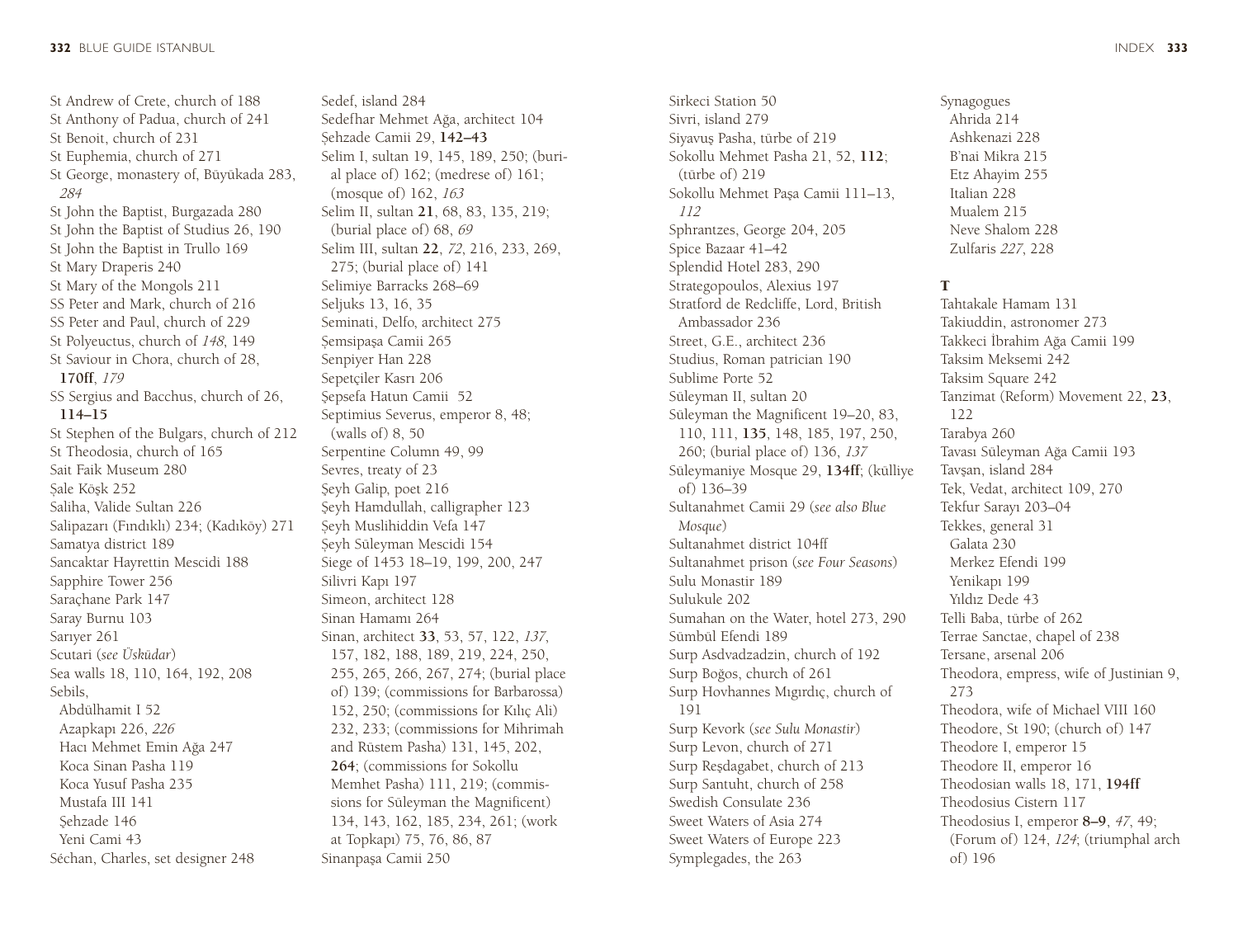St Andrew of Crete, church of 188
St Anthony of Padua, church of 241
St Benoit, church of 231
St Euphemia, church of 271
St George, monastery of, Büyükada 283, *284*
St John the Baptist, Burgazada 280
St John the Baptist of Studius 26, 190
St John the Baptist in Trullo 169
St Mary Draperis 240
St Mary of the Mongols 211
SS Peter and Mark, church of 216
SS Peter and Paul, church of 229
St Polyeuctus, church of *148*, 149
St Saviour in Chora, church of 28, **170ff**, *179*
SS Sergius and Bacchus, church of 26, **114–15**
St Stephen of the Bulgars, church of 212
St Theodosia, church of 165
Sait Faik Museum 280
Şale Köşk 252
Saliha, Valide Sultan 226
Salipazarı (Fındıklı) 234; (Kadıköy) 271
Samatya district 189
Sancaktar Hayrettin Mescidi 188
Sapphire Tower 256
Saraçhane Park 147
Saray Burnu 103
Sarıyer 261
Scutari (*see Üsküdar*)
Sea walls 18, 110, 164, 192, 208
Sebils,
  Abdülhamit I 52
  Azapkapı 226, *226*
  Hacı Mehmet Emin Ağa 247
  Koca Sinan Pasha 119
  Koca Yusuf Pasha 235
  Mustafa III 141
  Şehzade 146
  Yeni Cami 43
Séchan, Charles, set designer 248
Sedef, island 284
Sedefhar Mehmet Ağa, architect 104
Şehzade Camii 29, **142–43**
Selim I, sultan 19, 145, 189, 250; (burial place of) 162; (medrese of) 161; (mosque of) 162, *163*
Selim II, sultan **21**, 68, 83, 135, 219; (burial place of) 68, *69*
Selim III, sultan **22**, *72*, 216, 233, 269, 275; (burial place of) 141
Selimiye Barracks 268–69
Seljuks 13, 16, 35
Seminati, Delfo, architect 275
Şemsipaşa Camii 265
Senpiyer Han 228
Sepetçiler Kasrı 206
Şepsefa Hatun Camii 52
Septimius Severus, emperor 8, 48; (walls of) 8, 50
Serpentine Column 49, 99
Sevres, treaty of 23
Şeyh Galip, poet 216
Şeyh Hamdullah, calligrapher 123
Şeyh Muslihiddin Vefa 147
Şeyh Süleyman Mescidi 154
Siege of 1453 18–19, 199, 200, 247
Silivri Kapı 197
Simeon, architect 128
Sinan Hamamı 264
Sinan, architect **33**, 53, 57, 122, *137*, 157, 182, 188, 189, 219, 224, 250, 265, 266, 267, 274; (burial place of) 139; (commissions for Barbarossa) 152, 250; (commissions for Kılıç Ali) 232, 233; (commissions for Mihrimah and Rüstem Pasha) 131, 145, 202, **264**; (commissions for Sokollu Memhet Pasha) 111, 219; (commissions for Süleyman the Magnificent) 134, 143, 162, 185, 234, 261; (work at Topkapı) 75, 76, 86, 87
Sinanpaşa Camii 250
Sirkeci Station 50
Sivri, island 279
Siyavuş Pasha, türbe of 219
Sokollu Mehmet Pasha 21, 52, **112**; (türbe of) 219
Sokollu Mehmet Paşa Camii 111–13, *112*
Sphrantzes, George 204, 205
Spice Bazaar 41–42
Splendid Hotel 283, 290
Strategopoulos, Alexius 197
Stratford de Redcliffe, Lord, British Ambassador 236
Street, G.E., architect 236
Studius, Roman patrician 190
Sublime Porte 52
Süleyman II, sultan 20
Süleyman the Magnificent 19–20, 83, 110, 111, **135**, 148, 185, 197, 250, 260; (burial place of) 136, *137*
Süleymaniye Mosque 29, **134ff**; (külliye of) 136–39
Sultanahmet Camii 29 (*see also Blue Mosque*)
Sultanahmet district 104ff
Sultanahmet prison (*see Four Seasons*)
Sulu Monastir 189
Sulukule 202
Sumahan on the Water, hotel 273, 290
Sümbül Efendi 189
Surp Asdvadzadzin, church of 192
Surp Boğos, church of 261
Surp Hovhannes Mıgırdıç, church of 191
Surp Kevork (*see Sulu Monastir*)
Surp Levon, church of 271
Surp Reşdagabet, church of 213
Surp Santuht, church of 258
Swedish Consulate 236
Sweet Waters of Asia 274
Sweet Waters of Europe 223
Symplegades, the 263
Synagogues
  Ahrida 214
  Ashkenazi 228
  B'nai Mikra 215
  Etz Ahayim 255
  Italian 228
  Mualem 215
  Neve Shalom 228
  Zulfaris *227*, 228

**T**

Tahtakale Hamam 131
Takiuddin, astronomer 273
Takkeci İbrahim Ağa Camii 199
Taksim Meksemi 242
Taksim Square 242
Tanzimat (Reform) Movement 22, **23**, 122
Tarabya 260
Tavası Süleyman Ağa Camii 193
Tavşan, island 284
Tek, Vedat, architect 109, 270
Tekfur Sarayı 203–04
Tekkes, general 31
  Galata 230
  Merkez Efendi 199
  Yenikapı 199
  Yıldız Dede 43
Telli Baba, türbe of 262
Terrae Sanctae, chapel of 238
Tersane, arsenal 206
Theodora, empress, wife of Justinian 9, 273
Theodora, wife of Michael VIII 160
Theodore, St 190; (church of) 147
Theodore I, emperor 15
Theodore II, emperor 16
Theodosian walls 18, 171, **194ff**
Theodosius Cistern 117
Theodosius I, emperor **8–9**, *47*, 49; (Forum of) 124, *124*; (triumphal arch of) 196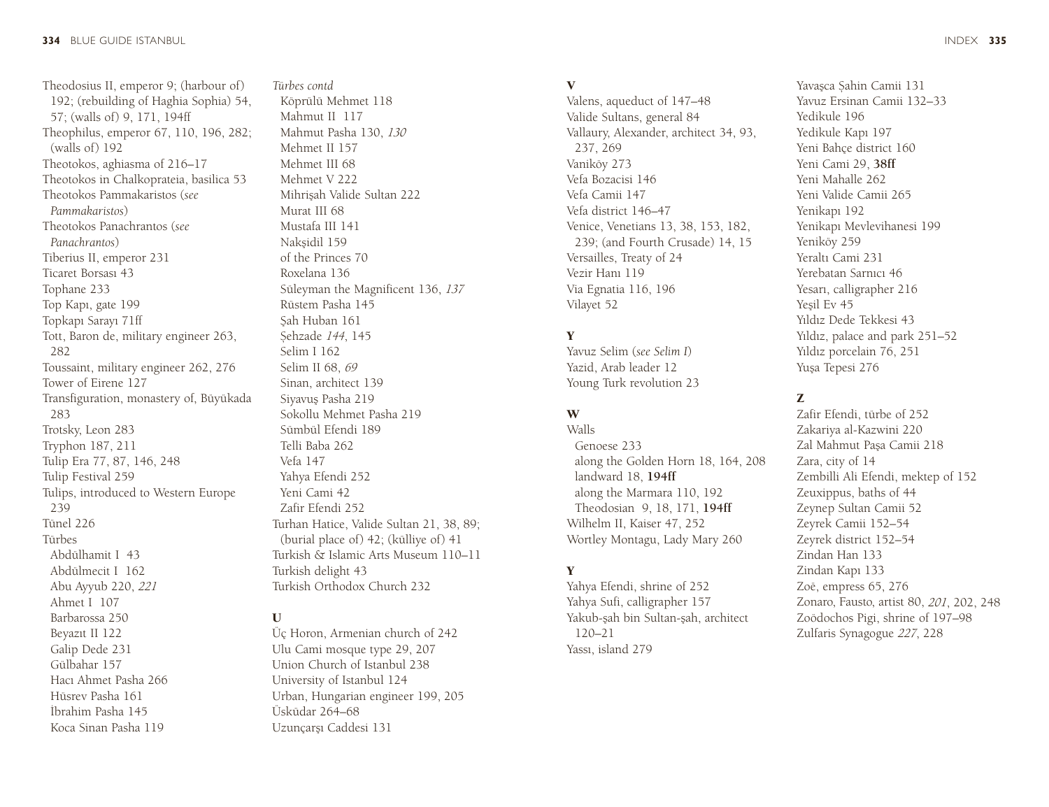Theodosius II, emperor 9; (harbour of) 192; (rebuilding of Haghia Sophia) 54, 57; (walls of) 9, 171, 194ff
Theophilus, emperor 67, 110, 196, 282; (walls of) 192
Theotokos, aghiasma of 216–17
Theotokos in Chalkoprateia, basilica 53
Theotokos Pammakaristos (*see Pammakaristos*)
Theotokos Panachrantos (*see Panachrantos*)
Tiberius II, emperor 231
Ticaret Borsası 43
Tophane 233
Top Kapı, gate 199
Topkapı Sarayı 71ff
Tott, Baron de, military engineer 263, 282
Toussaint, military engineer 262, 276
Tower of Eirene 127
Transfiguration, monastery of, Büyükada 283
Trotsky, Leon 283
Tryphon 187, 211
Tulip Era 77, 87, 146, 248
Tulip Festival 259
Tulips, introduced to Western Europe 239
Tünel 226
Türbes
- Abdülhamit I 43
- Abdülmecit I 162
- Abu Ayyub 220, *221*
- Ahmet I 107
- Barbarossa 250
- Beyazıt II 122
- Galip Dede 231
- Gülbahar 157
- Hacı Ahmet Pasha 266
- Hüsrev Pasha 161
- İbrahim Pasha 145
- Koca Sinan Pasha 119

*Türbes contd*
- Köprülü Mehmet 118
- Mahmut II 117
- Mahmut Pasha 130, *130*
- Mehmet II 157
- Mehmet III 68
- Mehmet V 222
- Mihrişah Valide Sultan 222
- Murat III 68
- Mustafa III 141
- Nakşidil 159
- of the Princes 70
- Roxelana 136
- Süleyman the Magnificent 136, *137*
- Rüstem Pasha 145
- Şah Huban 161
- Şehzade *144*, 145
- Selim I 162
- Selim II 68, *69*
- Sinan, architect 139
- Siyavuş Pasha 219
- Sokollu Mehmet Pasha 219
- Sümbül Efendi 189
- Telli Baba 262
- Vefa 147
- Yahya Efendi 252
- Yeni Cami 42
- Zafir Efendi 252

Turhan Hatice, Valide Sultan 21, 38, 89; (burial place of) 42; (külliye of) 41
Turkish & Islamic Arts Museum 110–11
Turkish delight 43
Turkish Orthodox Church 232

**U**

Üç Horon, Armenian church of 242
Ulu Cami mosque type 29, 207
Union Church of Istanbul 238
University of Istanbul 124
Urban, Hungarian engineer 199, 205
Üsküdar 264–68
Uzunçarşı Caddesi 131

**V**

Valens, aqueduct of 147–48
Valide Sultans, general 84
Vallaury, Alexander, architect 34, 93, 237, 269
Vaniköy 273
Vefa Bozacisi 146
Vefa Camii 147
Vefa district 146–47
Venice, Venetians 13, 38, 153, 182, 239; (and Fourth Crusade) 14, 15
Versailles, Treaty of 24
Vezir Hanı 119
Via Egnatia 116, 196
Vilayet 52

**Y**

Yavuz Selim (*see Selim I*)
Yazid, Arab leader 12
Young Turk revolution 23

**W**

Walls
- Genoese 233
- along the Golden Horn 18, 164, 208
- landward 18, **194ff**
- along the Marmara 110, 192
- Theodosian 9, 18, 171, **194ff**

Wilhelm II, Kaiser 47, 252
Wortley Montagu, Lady Mary 260

**Y**

Yahya Efendi, shrine of 252
Yahya Sufi, calligrapher 157
Yakub-şah bin Sultan-şah, architect 120–21
Yassı, island 279
Yavaşca Şahin Camii 131
Yavuz Ersinan Camii 132–33
Yedikule 196
Yedikule Kapı 197
Yeni Bahçe district 160
Yeni Cami 29, **38ff**
Yeni Mahalle 262
Yeni Valide Camii 265
Yenikapı 192
Yenikapı Mevlevihanesi 199
Yeniköy 259
Yeraltı Cami 231
Yerebatan Sarnıcı 46
Yesarı, calligrapher 216
Yeşil Ev 45
Yıldız Dede Tekkesi 43
Yıldız, palace and park 251–52
Yıldız porcelain 76, 251
Yuşa Tepesi 276

**Z**

Zafir Efendi, türbe of 252
Zakariya al-Kazwini 220
Zal Mahmut Paşa Camii 218
Zara, city of 14
Zembilli Ali Efendi, mektep of 152
Zeuxippus, baths of 44
Zeynep Sultan Camii 52
Zeyrek Camii 152–54
Zeyrek district 152–54
Zindan Han 133
Zindan Kapı 133
Zoë, empress 65, 276
Zonaro, Fausto, artist 80, *201*, 202, 248
Zoödochos Pigi, shrine of 197–98
Zulfaris Synagogue *227*, 228